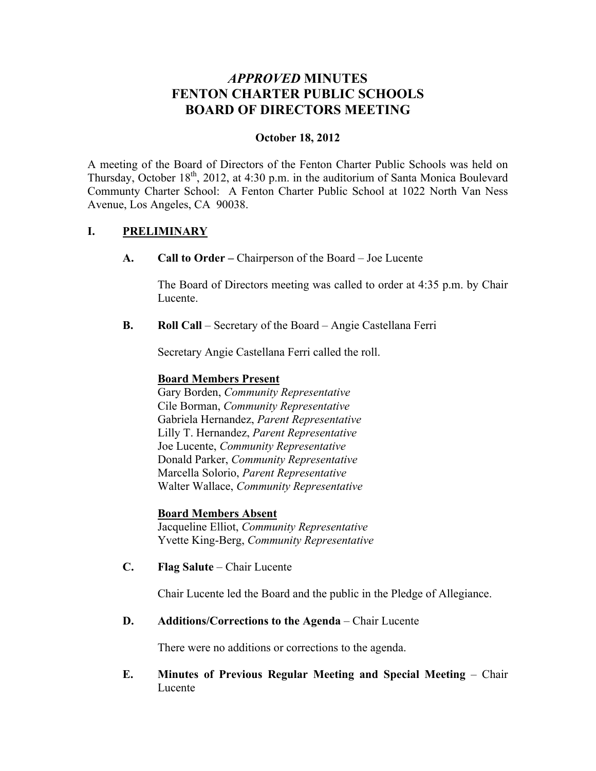# *APPROVED* MINUTES
# FENTON CHARTER PUBLIC SCHOOLS
# BOARD OF DIRECTORS MEETING

**October 18, 2012**

A meeting of the Board of Directors of the Fenton Charter Public Schools was held on Thursday, October 18th, 2012, at 4:30 p.m. in the auditorium of Santa Monica Boulevard Communty Charter School: A Fenton Charter Public School at 1022 North Van Ness Avenue, Los Angeles, CA 90038.

## I. PRELIMINARY

**A. Call to Order –** Chairperson of the Board – Joe Lucente

The Board of Directors meeting was called to order at 4:35 p.m. by Chair Lucente.

**B. Roll Call** – Secretary of the Board – Angie Castellana Ferri

Secretary Angie Castellana Ferri called the roll.

**Board Members Present**

Gary Borden, *Community Representative*
Cile Borman, *Community Representative*
Gabriela Hernandez, *Parent Representative*
Lilly T. Hernandez, *Parent Representative*
Joe Lucente, *Community Representative*
Donald Parker, *Community Representative*
Marcella Solorio, *Parent Representative*
Walter Wallace, *Community Representative*

**Board Members Absent**

Jacqueline Elliot, *Community Representative*
Yvette King-Berg, *Community Representative*

**C. Flag Salute** – Chair Lucente

Chair Lucente led the Board and the public in the Pledge of Allegiance.

**D. Additions/Corrections to the Agenda** – Chair Lucente

There were no additions or corrections to the agenda.

**E. Minutes of Previous Regular Meeting and Special Meeting** – Chair Lucente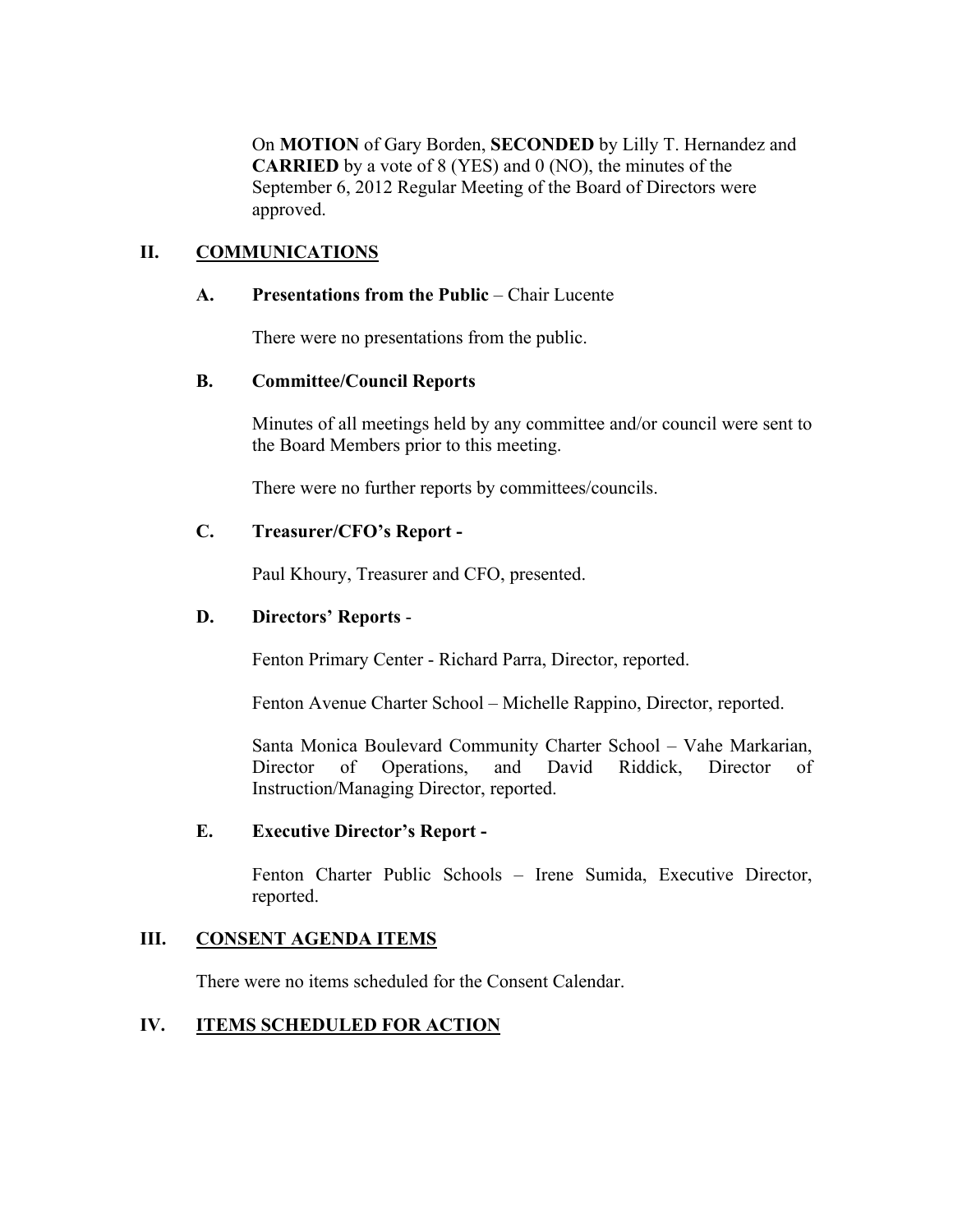On **MOTION** of Gary Borden, **SECONDED** by Lilly T. Hernandez and **CARRIED** by a vote of 8 (YES) and 0 (NO), the minutes of the September 6, 2012 Regular Meeting of the Board of Directors were approved.

## II. COMMUNICATIONS

### A. Presentations from the Public – Chair Lucente

There were no presentations from the public.

### B. Committee/Council Reports

Minutes of all meetings held by any committee and/or council were sent to the Board Members prior to this meeting.

There were no further reports by committees/councils.

### C. Treasurer/CFO's Report -

Paul Khoury, Treasurer and CFO, presented.

### D. Directors' Reports -

Fenton Primary Center - Richard Parra, Director, reported.

Fenton Avenue Charter School – Michelle Rappino, Director, reported.

Santa Monica Boulevard Community Charter School – Vahe Markarian, Director of Operations, and David Riddick, Director of Instruction/Managing Director, reported.

### E. Executive Director's Report -

Fenton Charter Public Schools – Irene Sumida, Executive Director, reported.

## III. CONSENT AGENDA ITEMS

There were no items scheduled for the Consent Calendar.

## IV. ITEMS SCHEDULED FOR ACTION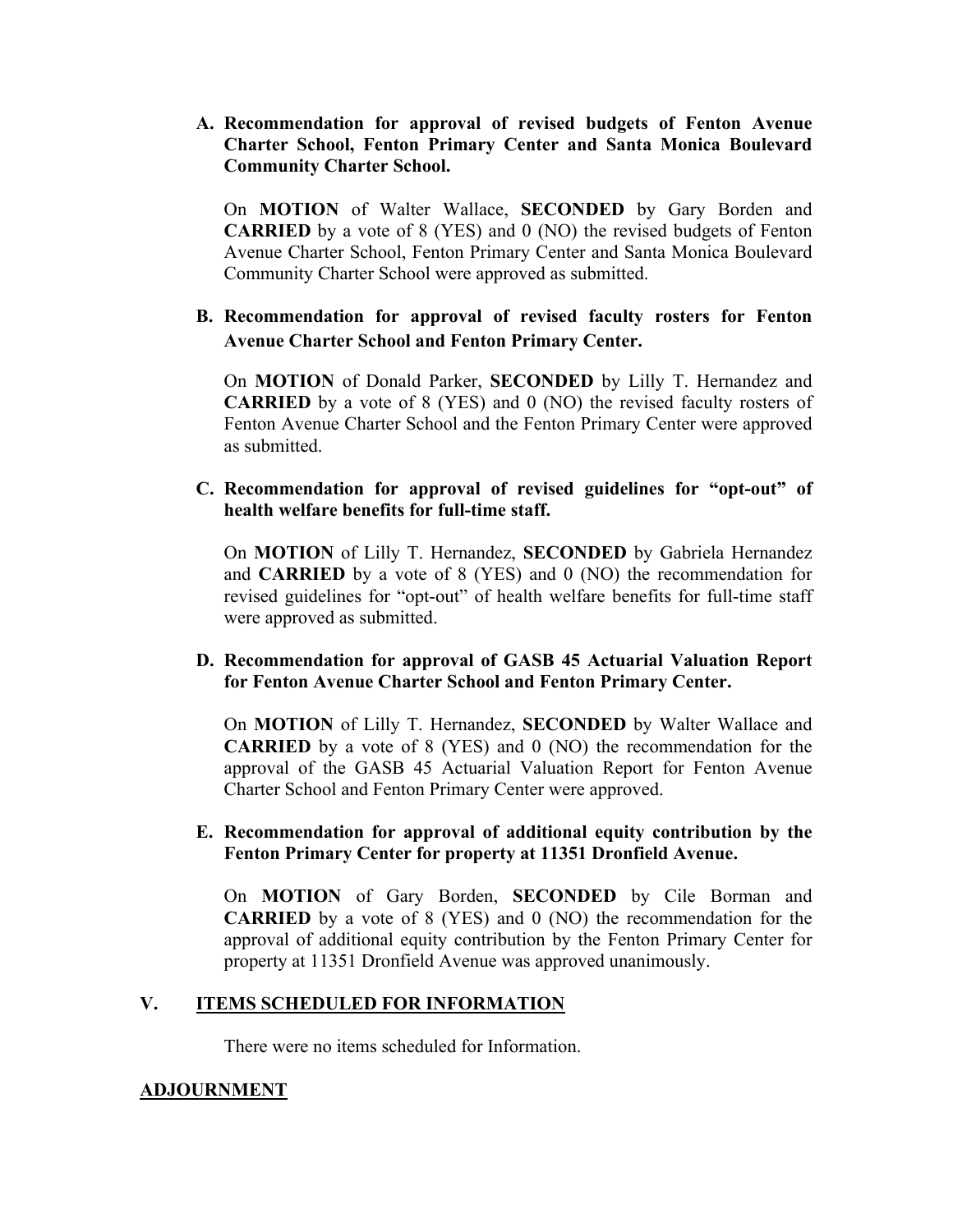**A. Recommendation for approval of revised budgets of Fenton Avenue Charter School, Fenton Primary Center and Santa Monica Boulevard Community Charter School.**

On **MOTION** of Walter Wallace, **SECONDED** by Gary Borden and **CARRIED** by a vote of 8 (YES) and 0 (NO) the revised budgets of Fenton Avenue Charter School, Fenton Primary Center and Santa Monica Boulevard Community Charter School were approved as submitted.

**B. Recommendation for approval of revised faculty rosters for Fenton Avenue Charter School and Fenton Primary Center.**

On **MOTION** of Donald Parker, **SECONDED** by Lilly T. Hernandez and **CARRIED** by a vote of 8 (YES) and 0 (NO) the revised faculty rosters of Fenton Avenue Charter School and the Fenton Primary Center were approved as submitted.

**C. Recommendation for approval of revised guidelines for "opt-out" of health welfare benefits for full-time staff.**

On **MOTION** of Lilly T. Hernandez, **SECONDED** by Gabriela Hernandez and **CARRIED** by a vote of 8 (YES) and 0 (NO) the recommendation for revised guidelines for "opt-out" of health welfare benefits for full-time staff were approved as submitted.

**D. Recommendation for approval of GASB 45 Actuarial Valuation Report for Fenton Avenue Charter School and Fenton Primary Center.**

On **MOTION** of Lilly T. Hernandez, **SECONDED** by Walter Wallace and **CARRIED** by a vote of 8 (YES) and 0 (NO) the recommendation for the approval of the GASB 45 Actuarial Valuation Report for Fenton Avenue Charter School and Fenton Primary Center were approved.

**E. Recommendation for approval of additional equity contribution by the Fenton Primary Center for property at 11351 Dronfield Avenue.**

On **MOTION** of Gary Borden, **SECONDED** by Cile Borman and **CARRIED** by a vote of 8 (YES) and 0 (NO) the recommendation for the approval of additional equity contribution by the Fenton Primary Center for property at 11351 Dronfield Avenue was approved unanimously.

## V. ITEMS SCHEDULED FOR INFORMATION

There were no items scheduled for Information.

## ADJOURNMENT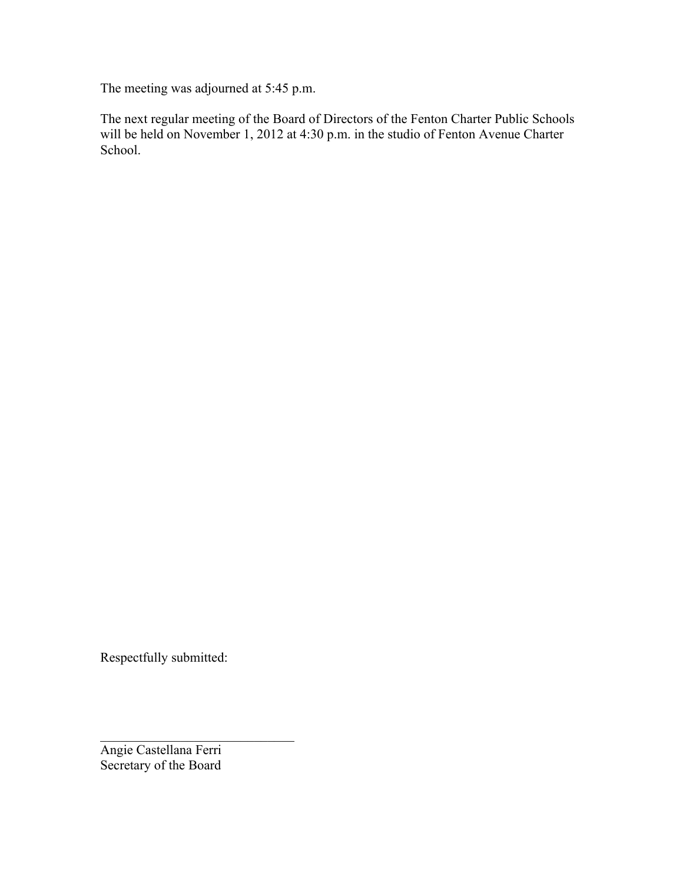The meeting was adjourned at 5:45 p.m.

The next regular meeting of the Board of Directors of the Fenton Charter Public Schools will be held on November 1, 2012 at 4:30 p.m. in the studio of Fenton Avenue Charter School.

Respectfully submitted:

______________________________
Angie Castellana Ferri
Secretary of the Board